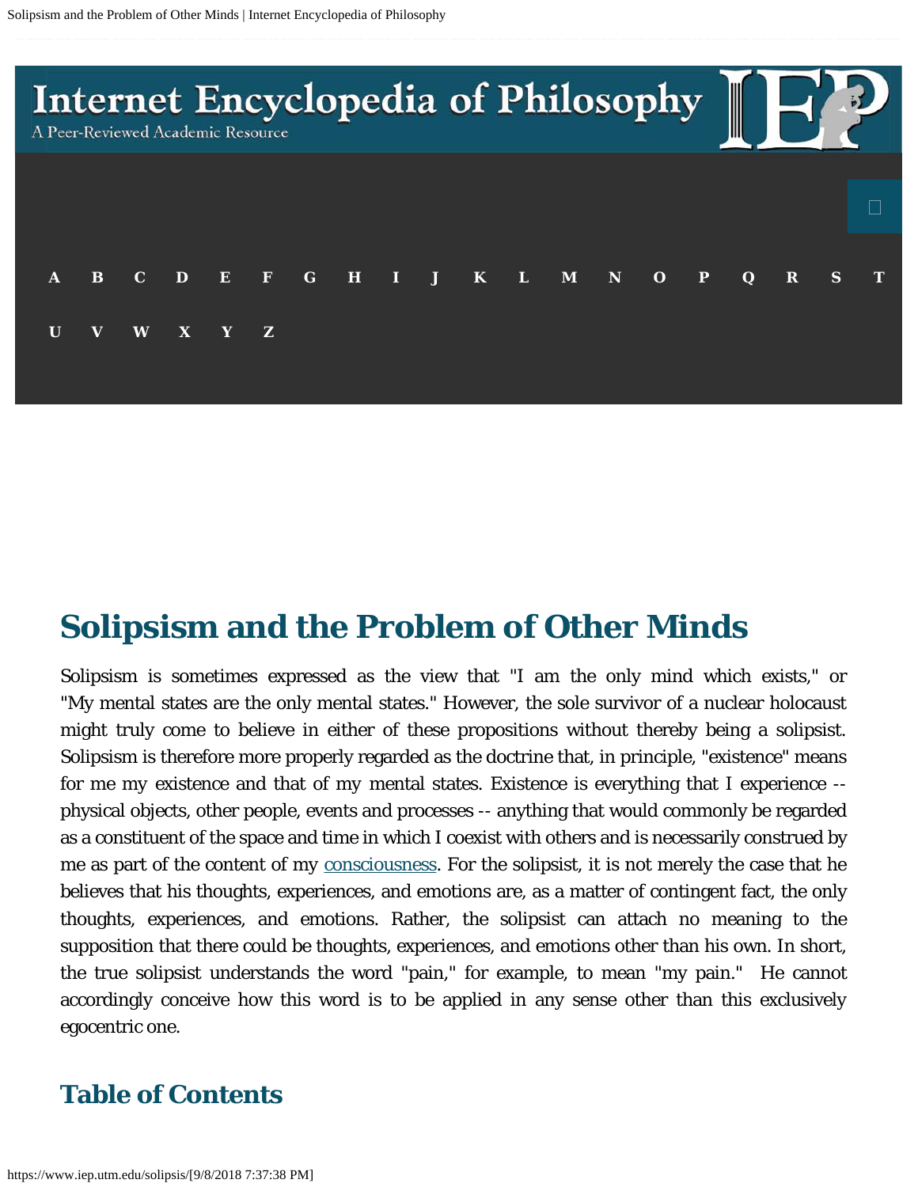# Solipsism and the Problem of Other Minds

Solipsism is sometimes expressed as the view that "I am the only mind which exists," or "My mental states are the only mental states." However, the sole survivor of a nuclear holocaust might truly come to believe in either of these propositions without thereby being a solipsist. Solipsism is therefore more properly regarded as the doctrine that, in principle, "existence" means for me my existence and that of my mental states. Existence is everything that I experience -- physical objects, other people, events and processes -- anything that would commonly be regarded as a constituent of the space and time in which I coexist with others and is necessarily construed by me as part of the content of my consciousness. For the solipsist, it is not merely the case that he believes that his thoughts, experiences, and emotions are, as a matter of contingent fact, the only thoughts, experiences, and emotions. Rather, the solipsist can attach no meaning to the supposition that there could be thoughts, experiences, and emotions other than his own. In short, the true solipsist understands the word "pain," for example, to mean "my pain." He cannot accordingly conceive how this word is to be applied in any sense other than this exclusively egocentric one.

## Table of Contents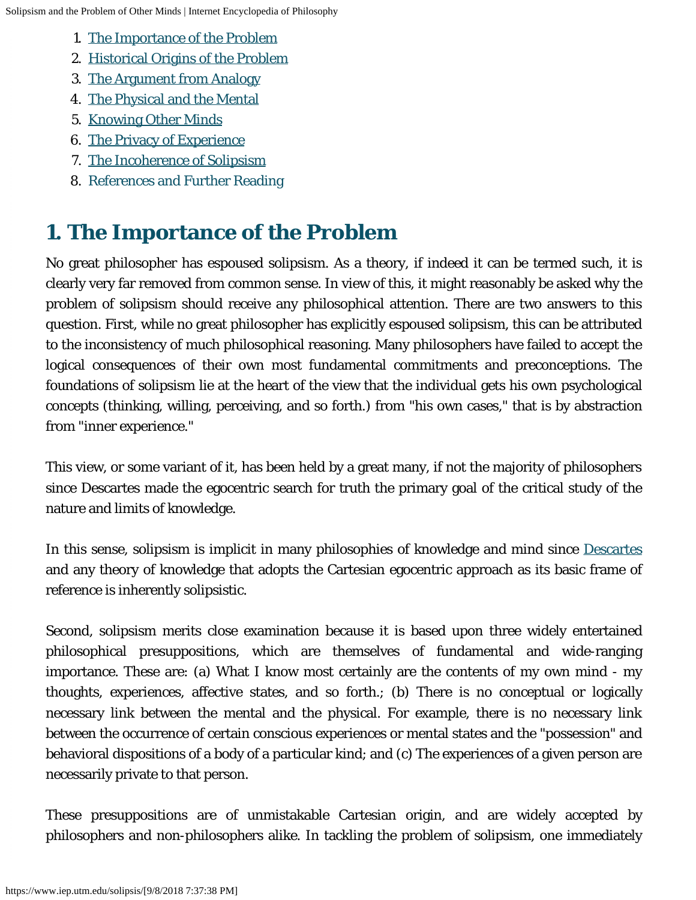1. The Importance of the Problem
2. Historical Origins of the Problem
3. The Argument from Analogy
4. The Physical and the Mental
5. Knowing Other Minds
6. The Privacy of Experience
7. The Incoherence of Solipsism
8. References and Further Reading

## 1. The Importance of the Problem

No great philosopher has espoused solipsism. As a theory, if indeed it can be termed such, it is clearly very far removed from common sense. In view of this, it might reasonably be asked why the problem of solipsism should receive any philosophical attention. There are two answers to this question. First, while no great philosopher has explicitly espoused solipsism, this can be attributed to the inconsistency of much philosophical reasoning. Many philosophers have failed to accept the logical consequences of their own most fundamental commitments and preconceptions. The foundations of solipsism lie at the heart of the view that the individual gets his own psychological concepts (thinking, willing, perceiving, and so forth.) from "his own cases," that is by abstraction from "inner experience."

This view, or some variant of it, has been held by a great many, if not the majority of philosophers since Descartes made the egocentric search for truth the primary goal of the critical study of the nature and limits of knowledge.

In this sense, solipsism is implicit in many philosophies of knowledge and mind since Descartes and any theory of knowledge that adopts the Cartesian egocentric approach as its basic frame of reference is inherently solipsistic.

Second, solipsism merits close examination because it is based upon three widely entertained philosophical presuppositions, which are themselves of fundamental and wide-ranging importance. These are: (a) What I know most certainly are the contents of my own mind - my thoughts, experiences, affective states, and so forth.; (b) There is no conceptual or logically necessary link between the mental and the physical. For example, there is no necessary link between the occurrence of certain conscious experiences or mental states and the "possession" and behavioral dispositions of a body of a particular kind; and (c) The experiences of a given person are necessarily private to that person.

These presuppositions are of unmistakable Cartesian origin, and are widely accepted by philosophers and non-philosophers alike. In tackling the problem of solipsism, one immediately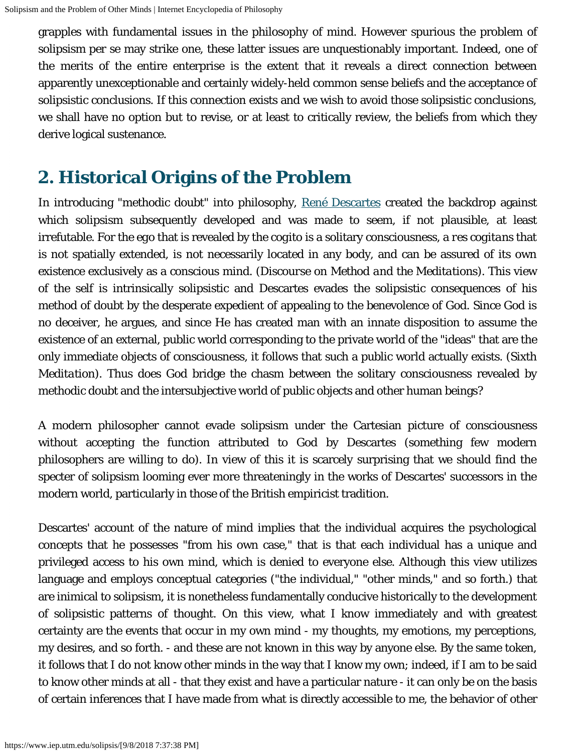grapples with fundamental issues in the philosophy of mind. However spurious the problem of solipsism per se may strike one, these latter issues are unquestionably important. Indeed, one of the merits of the entire enterprise is the extent that it reveals a direct connection between apparently unexceptionable and certainly widely-held common sense beliefs and the acceptance of solipsistic conclusions. If this connection exists and we wish to avoid those solipsistic conclusions, we shall have no option but to revise, or at least to critically review, the beliefs from which they derive logical sustenance.

## 2. Historical Origins of the Problem

In introducing "methodic doubt" into philosophy, René Descartes created the backdrop against which solipsism subsequently developed and was made to seem, if not plausible, at least irrefutable. For the ego that is revealed by the cogito is a solitary consciousness, a *res cogitans* that is not spatially extended, is not necessarily located in any body, and can be assured of its own existence exclusively as a conscious mind. (*Discourse on Method and the Meditations*). This view of the self is intrinsically solipsistic and Descartes evades the solipsistic consequences of his method of doubt by the desperate expedient of appealing to the benevolence of God. Since God is no deceiver, he argues, and since He has created man with an innate disposition to assume the existence of an external, public world corresponding to the private world of the "ideas" that are the only immediate objects of consciousness, it follows that such a public world actually exists. (*Sixth Meditation*). Thus does God bridge the chasm between the solitary consciousness revealed by methodic doubt and the intersubjective world of public objects and other human beings?

A modern philosopher cannot evade solipsism under the Cartesian picture of consciousness without accepting the function attributed to God by Descartes (something few modern philosophers are willing to do). In view of this it is scarcely surprising that we should find the specter of solipsism looming ever more threateningly in the works of Descartes' successors in the modern world, particularly in those of the British empiricist tradition.

Descartes' account of the nature of mind implies that the individual acquires the psychological concepts that he possesses "from his own case," that is that each individual has a unique and privileged access to his own mind, which is denied to everyone else. Although this view utilizes language and employs conceptual categories ("the individual," "other minds," and so forth.) that are inimical to solipsism, it is nonetheless fundamentally conducive historically to the development of solipsistic patterns of thought. On this view, what I know immediately and with greatest certainty are the events that occur in my own mind - my thoughts, my emotions, my perceptions, my desires, and so forth. - and these are not known in this way by anyone else. By the same token, it follows that I do not know other minds in the way that I know my own; indeed, if I am to be said to know other minds at all - that they exist and have a particular nature - it can only be on the basis of certain inferences that I have made from what is directly accessible to me, the behavior of other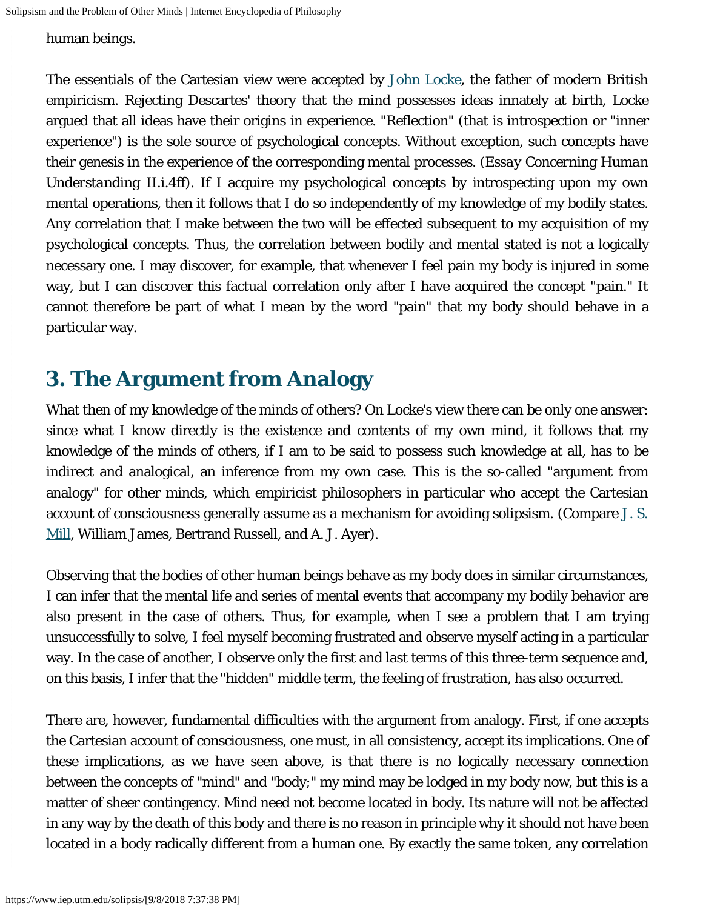human beings.

The essentials of the Cartesian view were accepted by John Locke, the father of modern British empiricism. Rejecting Descartes' theory that the mind possesses ideas innately at birth, Locke argued that all ideas have their origins in experience. "Reflection" (that is introspection or "inner experience") is the sole source of psychological concepts. Without exception, such concepts have their genesis in the experience of the corresponding mental processes. (*Essay Concerning Human Understanding* II.i.4ff). If I acquire my psychological concepts by introspecting upon my own mental operations, then it follows that I do so independently of my knowledge of my bodily states. Any correlation that I make between the two will be effected subsequent to my acquisition of my psychological concepts. Thus, the correlation between bodily and mental stated is not a logically necessary one. I may discover, for example, that whenever I feel pain my body is injured in some way, but I can discover this factual correlation only after I have acquired the concept "pain." It cannot therefore be part of what I mean by the word "pain" that my body should behave in a particular way.

## 3. The Argument from Analogy

What then of my knowledge of the minds of others? On Locke's view there can be only one answer: since what I know directly is the existence and contents of my own mind, it follows that my knowledge of the minds of others, if I am to be said to possess such knowledge at all, has to be indirect and analogical, an inference from my own case. This is the so-called "argument from analogy" for other minds, which empiricist philosophers in particular who accept the Cartesian account of consciousness generally assume as a mechanism for avoiding solipsism. (Compare J. S. Mill, William James, Bertrand Russell, and A. J. Ayer).

Observing that the bodies of other human beings behave as my body does in similar circumstances, I can infer that the mental life and series of mental events that accompany my bodily behavior are also present in the case of others. Thus, for example, when I see a problem that I am trying unsuccessfully to solve, I feel myself becoming frustrated and observe myself acting in a particular way. In the case of another, I observe only the first and last terms of this three-term sequence and, on this basis, I infer that the "hidden" middle term, the feeling of frustration, has also occurred.

There are, however, fundamental difficulties with the argument from analogy. First, if one accepts the Cartesian account of consciousness, one must, in all consistency, accept its implications. One of these implications, as we have seen above, is that there is no logically necessary connection between the concepts of "mind" and "body;" my mind may be lodged in my body now, but this is a matter of sheer contingency. Mind need not become located in body. Its nature will not be affected in any way by the death of this body and there is no reason in principle why it should not have been located in a body radically different from a human one. By exactly the same token, any correlation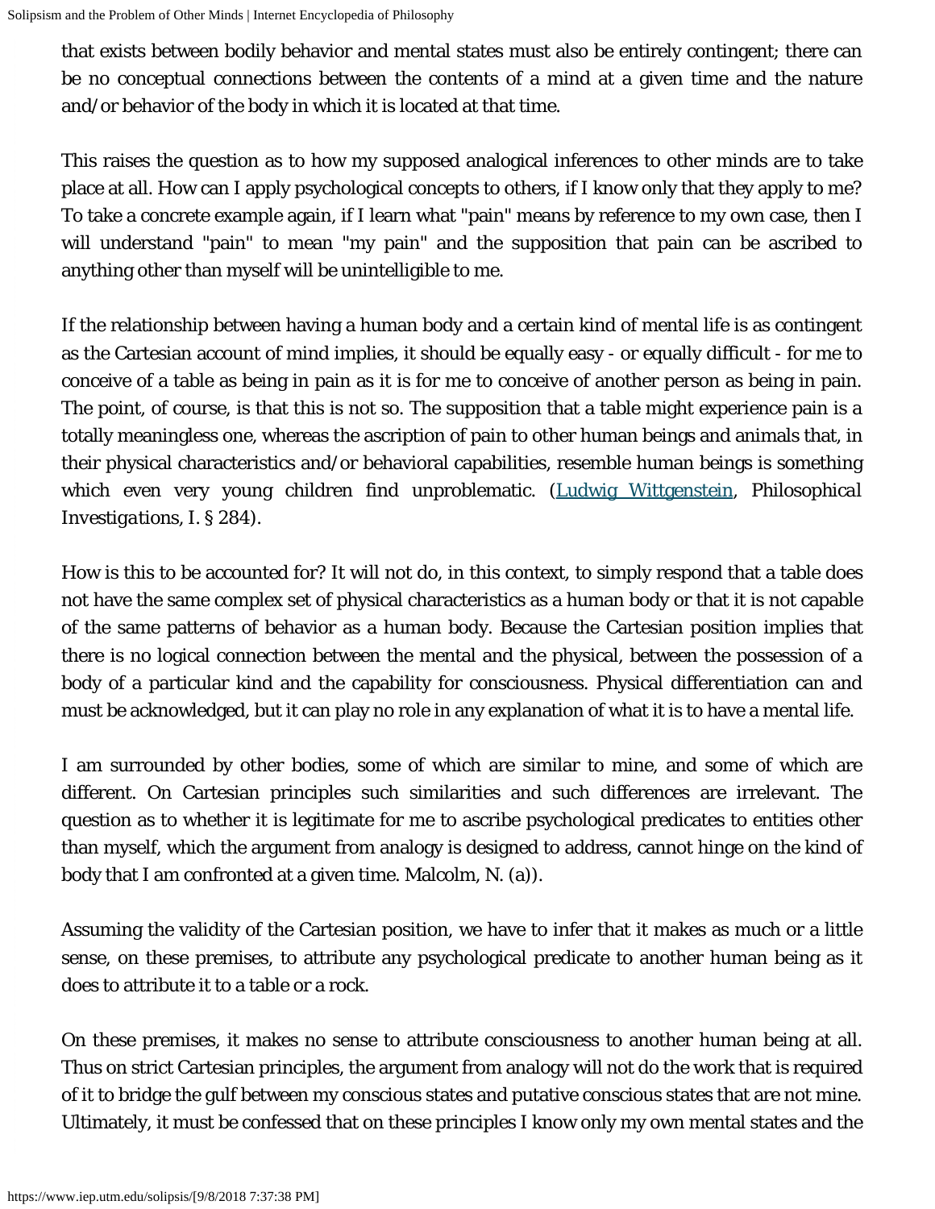that exists between bodily behavior and mental states must also be entirely contingent; there can be no conceptual connections between the contents of a mind at a given time and the nature and/or behavior of the body in which it is located at that time.

This raises the question as to how my supposed analogical inferences to other minds are to take place at all. How can I apply psychological concepts to others, if I know only that they apply to me? To take a concrete example again, if I learn what "pain" means by reference to my own case, then I will understand "pain" to mean "my pain" and the supposition that pain can be ascribed to anything other than myself will be unintelligible to me.

If the relationship between having a human body and a certain kind of mental life is as contingent as the Cartesian account of mind implies, it should be equally easy - or equally difficult - for me to conceive of a table as being in pain as it is for me to conceive of another person as being in pain. The point, of course, is that this is not so. The supposition that a table might experience pain is a totally meaningless one, whereas the ascription of pain to other human beings and animals that, in their physical characteristics and/or behavioral capabilities, resemble human beings is something which even very young children find unproblematic. (Ludwig Wittgenstein, *Philosophical Investigations*, I. § 284).

How is this to be accounted for? It will not do, in this context, to simply respond that a table does not have the same complex set of physical characteristics as a human body or that it is not capable of the same patterns of behavior as a human body. Because the Cartesian position implies that there is no logical connection between the mental and the physical, between the possession of a body of a particular kind and the capability for consciousness. Physical differentiation can and must be acknowledged, but it can play no role in any explanation of what it is to have a mental life.

I am surrounded by other bodies, some of which are similar to mine, and some of which are different. On Cartesian principles such similarities and such differences are irrelevant. The question as to whether it is legitimate for me to ascribe psychological predicates to entities other than myself, which the argument from analogy is designed to address, cannot hinge on the kind of body that I am confronted at a given time. Malcolm, N. (a)).

Assuming the validity of the Cartesian position, we have to infer that it makes as much or a little sense, on these premises, to attribute any psychological predicate to another human being as it does to attribute it to a table or a rock.

On these premises, it makes no sense to attribute consciousness to another human being at all. Thus on strict Cartesian principles, the argument from analogy will not do the work that is required of it to bridge the gulf between my conscious states and putative conscious states that are not mine. Ultimately, it must be confessed that on these principles I know only my own mental states and the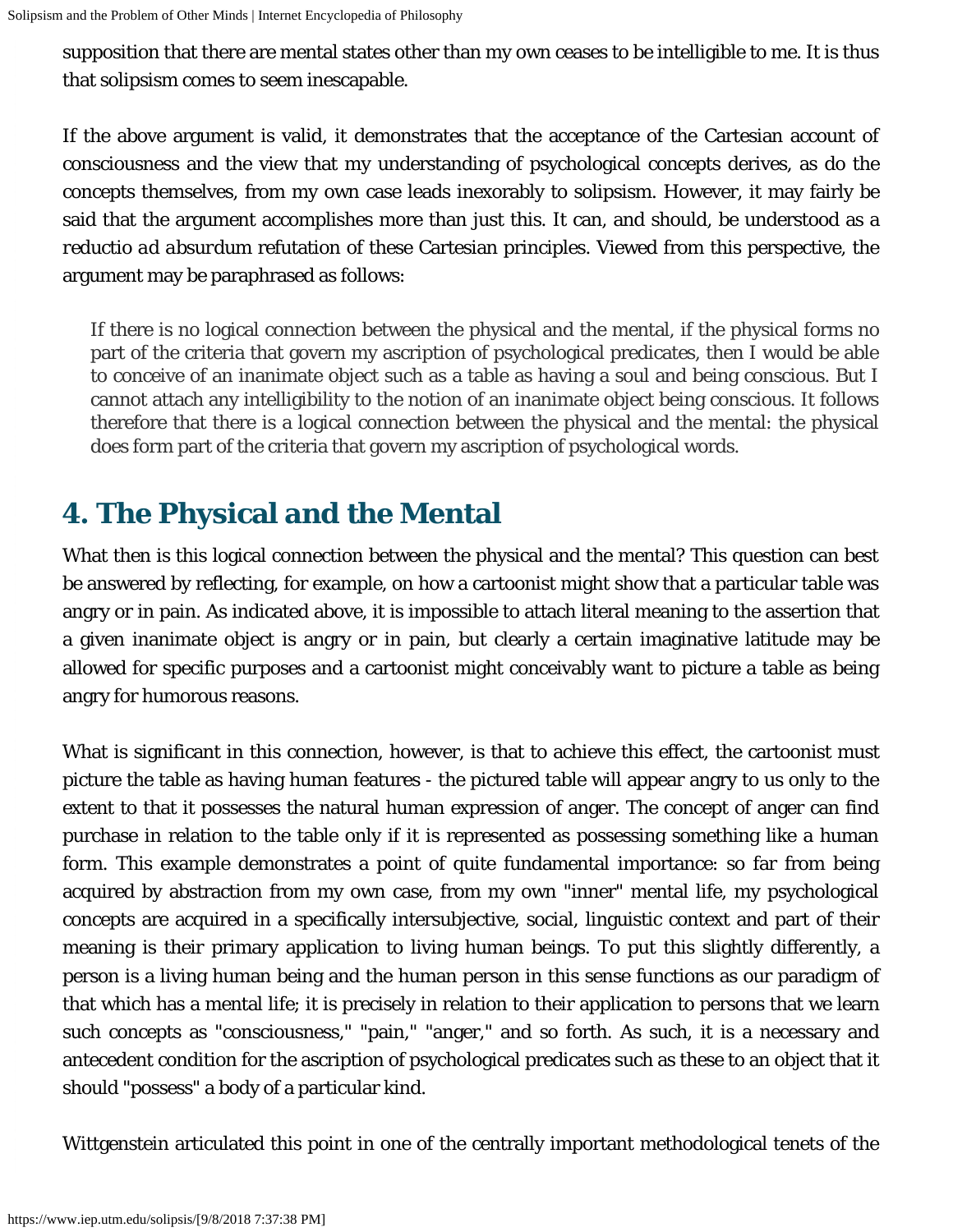supposition that there are mental states other than my own ceases to be intelligible to me. It is thus that solipsism comes to seem inescapable.

If the above argument is valid, it demonstrates that the acceptance of the Cartesian account of consciousness and the view that my understanding of psychological concepts derives, as do the concepts themselves, from my own case leads inexorably to solipsism. However, it may fairly be said that the argument accomplishes more than just this. It can, and should, be understood as a *reductio ad absurdum* refutation of these Cartesian principles. Viewed from this perspective, the argument may be paraphrased as follows:

> If there is no logical connection between the physical and the mental, if the physical forms no part of the criteria that govern my ascription of psychological predicates, then I would be able to conceive of an inanimate object such as a table as having a soul and being conscious. But I cannot attach any intelligibility to the notion of an inanimate object being conscious. It follows therefore that there is a logical connection between the physical and the mental: the physical does form part of the criteria that govern my ascription of psychological words.

## 4. The Physical and the Mental

What then is this logical connection between the physical and the mental? This question can best be answered by reflecting, for example, on how a cartoonist might show that a particular table was angry or in pain. As indicated above, it is impossible to attach literal meaning to the assertion that a given inanimate object is angry or in pain, but clearly a certain imaginative latitude may be allowed for specific purposes and a cartoonist might conceivably want to picture a table as being angry for humorous reasons.

What is significant in this connection, however, is that to achieve this effect, the cartoonist must picture the table as having human features - the pictured table will appear angry to us only to the extent to that it possesses the natural human expression of anger. The concept of anger can find purchase in relation to the table only if it is represented as possessing something like a human form. This example demonstrates a point of quite fundamental importance: so far from being acquired by abstraction from my own case, from my own "inner" mental life, my psychological concepts are acquired in a specifically intersubjective, social, linguistic context and part of their meaning is their primary application to living human beings. To put this slightly differently, a person is a living human being and the human person in this sense functions as our paradigm of that which has a mental life; it is precisely in relation to their application to persons that we learn such concepts as "consciousness," "pain," "anger," and so forth. As such, it is a necessary and antecedent condition for the ascription of psychological predicates such as these to an object that it should "possess" a body of a particular kind.

Wittgenstein articulated this point in one of the centrally important methodological tenets of the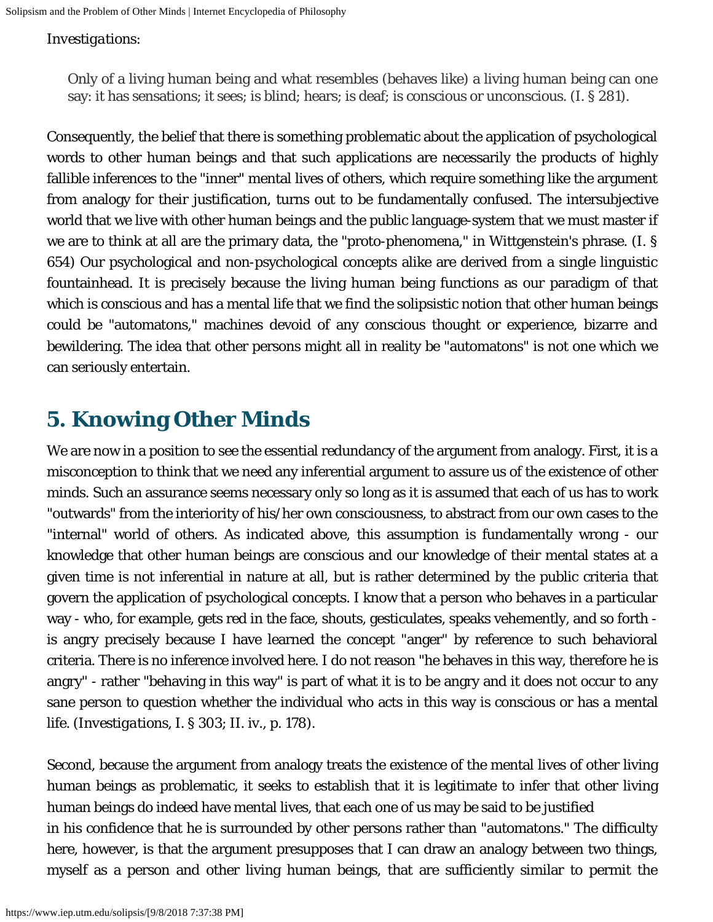*Investigations*:

> Only of a living human being and what resembles (behaves like) a living human being can one say: it has sensations; it sees; is blind; hears; is deaf; is conscious or unconscious. (I. § 281).

Consequently, the belief that there is something problematic about the application of psychological words to other human beings and that such applications are necessarily the products of highly fallible inferences to the "inner" mental lives of others, which require something like the argument from analogy for their justification, turns out to be fundamentally confused. The intersubjective world that we live with other human beings and the public language-system that we must master if we are to think at all are the primary data, the "proto-phenomena," in Wittgenstein's phrase. (I. § 654) Our psychological and non-psychological concepts alike are derived from a single linguistic fountainhead. It is precisely because the living human being functions as our paradigm of that which is conscious and has a mental life that we find the solipsistic notion that other human beings could be "automatons," machines devoid of any conscious thought or experience, bizarre and bewildering. The idea that other persons might all in reality be "automatons" is not one which we can seriously entertain.

## 5. Knowing Other Minds

We are now in a position to see the essential redundancy of the argument from analogy. First, it is a misconception to think that we need any inferential argument to assure us of the existence of other minds. Such an assurance seems necessary only so long as it is assumed that each of us has to work "outwards" from the interiority of his/her own consciousness, to abstract from our own cases to the "internal" world of others. As indicated above, this assumption is fundamentally wrong - our knowledge that other human beings are conscious and our knowledge of their mental states at a given time is not inferential in nature at all, but is rather determined by the public criteria that govern the application of psychological concepts. I know that a person who behaves in a particular way - who, for example, gets red in the face, shouts, gesticulates, speaks vehemently, and so forth - is angry precisely because I have learned the concept "anger" by reference to such behavioral criteria. There is no inference involved here. I do not reason "he behaves in this way, therefore he is angry" - rather "behaving in this way" is part of what it is to be angry and it does not occur to any sane person to question whether the individual who acts in this way is conscious or has a mental life. (*Investigations*, I. § 303; II. iv., p. 178).

Second, because the argument from analogy treats the existence of the mental lives of other living human beings as problematic, it seeks to establish that it is legitimate to infer that other living human beings do indeed have mental lives, that each one of us may be said to be justified in his confidence that he is surrounded by other persons rather than "automatons." The difficulty here, however, is that the argument presupposes that I can draw an analogy between two things, myself as a person and other living human beings, that are sufficiently similar to permit the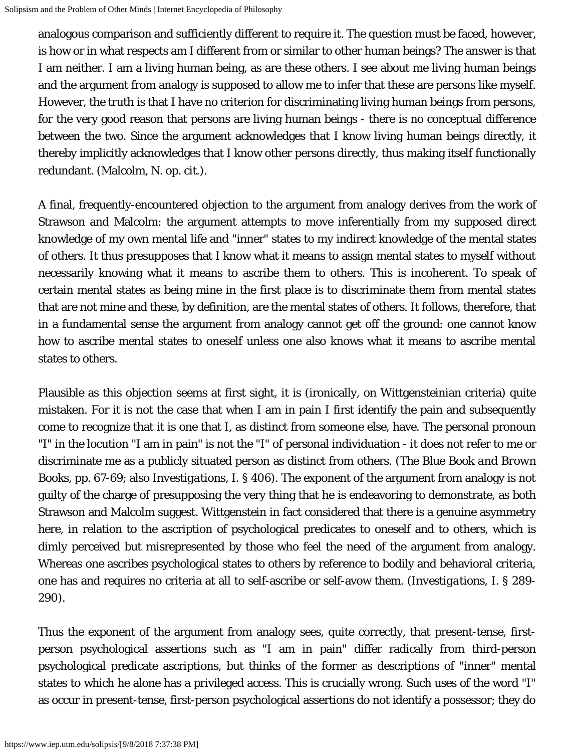analogous comparison and sufficiently different to require it. The question must be faced, however, is how or in what respects am I different from or similar to other human beings? The answer is that I am neither. I am a living human being, as are these others. I see about me living human beings and the argument from analogy is supposed to allow me to infer that these are persons like myself. However, the truth is that I have no criterion for discriminating living human beings from persons, for the very good reason that persons are living human beings - there is no conceptual difference between the two. Since the argument acknowledges that I know living human beings directly, it thereby implicitly acknowledges that I know other persons directly, thus making itself functionally redundant. (Malcolm, N. op. cit.).

A final, frequently-encountered objection to the argument from analogy derives from the work of Strawson and Malcolm: the argument attempts to move inferentially from my supposed direct knowledge of my own mental life and "inner" states to my indirect knowledge of the mental states of others. It thus presupposes that I know what it means to assign mental states to myself without necessarily knowing what it means to ascribe them to others. This is incoherent. To speak of certain mental states as being mine in the first place is to discriminate them from mental states that are not mine and these, by definition, are the mental states of others. It follows, therefore, that in a fundamental sense the argument from analogy cannot get off the ground: one cannot know how to ascribe mental states to oneself unless one also knows what it means to ascribe mental states to others.

Plausible as this objection seems at first sight, it is (ironically, on Wittgensteinian criteria) quite mistaken. For it is not the case that when I am in pain I first identify the pain and subsequently come to recognize that it is one that I, as distinct from someone else, have. The personal pronoun "I" in the locution "I am in pain" is not the "I" of personal individuation - it does not refer to me or discriminate me as a publicly situated person as distinct from others. (*The Blue Book and Brown Books*, pp. 67-69; also *Investigations*, I. § 406). The exponent of the argument from analogy is not guilty of the charge of presupposing the very thing that he is endeavoring to demonstrate, as both Strawson and Malcolm suggest. Wittgenstein in fact considered that there is a genuine asymmetry here, in relation to the ascription of psychological predicates to oneself and to others, which is dimly perceived but misrepresented by those who feel the need of the argument from analogy. Whereas one ascribes psychological states to others by reference to bodily and behavioral criteria, one has and requires no criteria at all to self-ascribe or self-avow them. (*Investigations*, I. § 289-290).

Thus the exponent of the argument from analogy sees, quite correctly, that present-tense, first-person psychological assertions such as "I am in pain" differ radically from third-person psychological predicate ascriptions, but thinks of the former as descriptions of "inner" mental states to which he alone has a privileged access. This is crucially wrong. Such uses of the word "I" as occur in present-tense, first-person psychological assertions do not identify a possessor; they do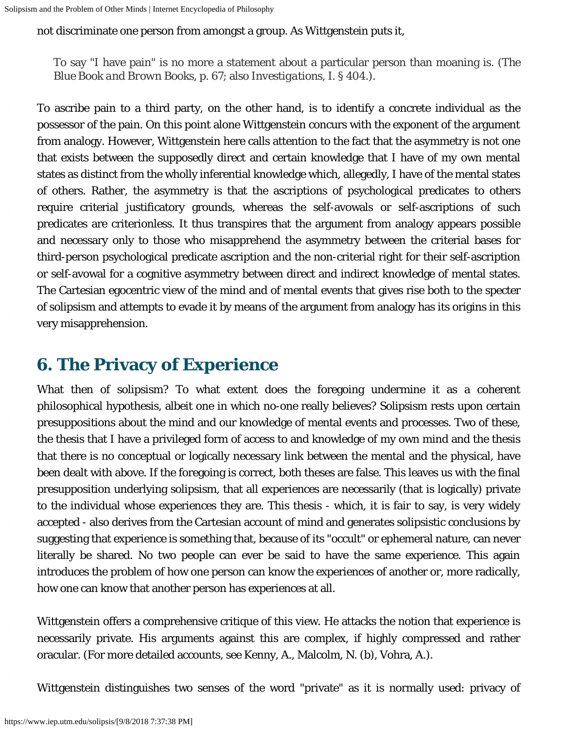not discriminate one person from amongst a group. As Wittgenstein puts it,

> To say "I have pain" is no more a statement about a particular person than moaning is. (*The Blue Book and Brown Books*, p. 67; also *Investigations*, I. § 404.).

To ascribe pain to a third party, on the other hand, is to identify a concrete individual as the possessor of the pain. On this point alone Wittgenstein concurs with the exponent of the argument from analogy. However, Wittgenstein here calls attention to the fact that the asymmetry is not one that exists between the supposedly direct and certain knowledge that I have of my own mental states as distinct from the wholly inferential knowledge which, allegedly, I have of the mental states of others. Rather, the asymmetry is that the ascriptions of psychological predicates to others require criterial justificatory grounds, whereas the self-avowals or self-ascriptions of such predicates are criterionless. It thus transpires that the argument from analogy appears possible and necessary only to those who misapprehend the asymmetry between the criterial bases for third-person psychological predicate ascription and the non-criterial right for their self-ascription or self-avowal for a cognitive asymmetry between direct and indirect knowledge of mental states. The Cartesian egocentric view of the mind and of mental events that gives rise both to the specter of solipsism and attempts to evade it by means of the argument from analogy has its origins in this very misapprehension.

## 6. The Privacy of Experience

What then of solipsism? To what extent does the foregoing undermine it as a coherent philosophical hypothesis, albeit one in which no-one really believes? Solipsism rests upon certain presuppositions about the mind and our knowledge of mental events and processes. Two of these, the thesis that I have a privileged form of access to and knowledge of my own mind and the thesis that there is no conceptual or logically necessary link between the mental and the physical, have been dealt with above. If the foregoing is correct, both theses are false. This leaves us with the final presupposition underlying solipsism, that all experiences are necessarily (that is logically) private to the individual whose experiences they are. This thesis - which, it is fair to say, is very widely accepted - also derives from the Cartesian account of mind and generates solipsistic conclusions by suggesting that experience is something that, because of its "occult" or ephemeral nature, can never literally be shared. No two people can ever be said to have the same experience. This again introduces the problem of how one person can know the experiences of another or, more radically, how one can know that another person has experiences at all.

Wittgenstein offers a comprehensive critique of this view. He attacks the notion that experience is necessarily private. His arguments against this are complex, if highly compressed and rather oracular. (For more detailed accounts, see Kenny, A., Malcolm, N. (b), Vohra, A.).

Wittgenstein distinguishes two senses of the word "private" as it is normally used: privacy of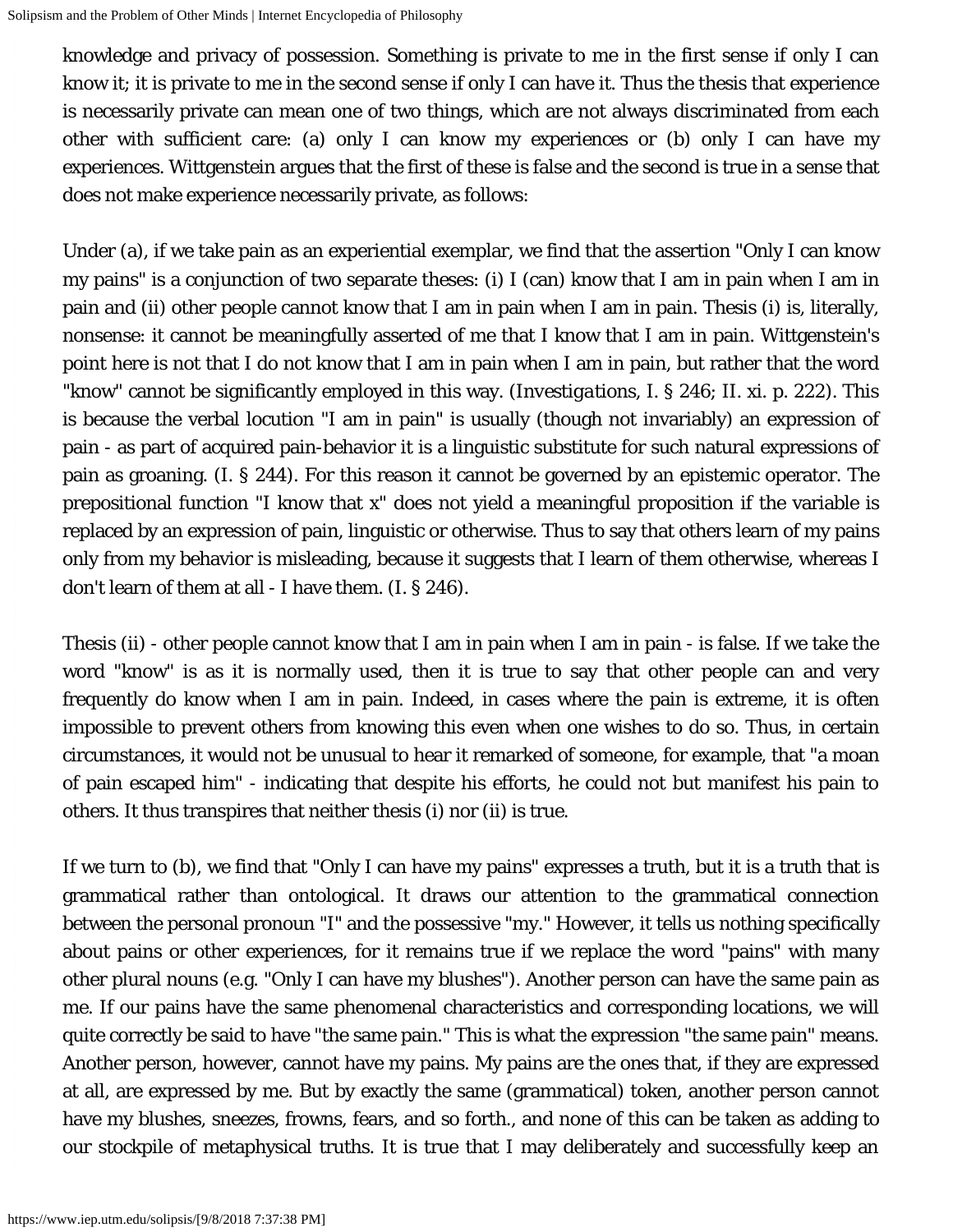knowledge and privacy of possession. Something is private to me in the first sense if only I can know it; it is private to me in the second sense if only I can have it. Thus the thesis that experience is necessarily private can mean one of two things, which are not always discriminated from each other with sufficient care: (a) only I can know my experiences or (b) only I can have my experiences. Wittgenstein argues that the first of these is false and the second is true in a sense that does not make experience necessarily private, as follows:

Under (a), if we take pain as an experiential exemplar, we find that the assertion "Only I can know my pains" is a conjunction of two separate theses: (i) I (can) know that I am in pain when I am in pain and (ii) other people cannot know that I am in pain when I am in pain. Thesis (i) is, literally, nonsense: it cannot be meaningfully asserted of me that I know that I am in pain. Wittgenstein's point here is not that I do not know that I am in pain when I am in pain, but rather that the word "know" cannot be significantly employed in this way. (*Investigations*, I. § 246; II. xi. p. 222). This is because the verbal locution "I am in pain" is usually (though not invariably) an expression of pain - as part of acquired pain-behavior it is a linguistic substitute for such natural expressions of pain as groaning. (I. § 244). For this reason it cannot be governed by an epistemic operator. The prepositional function "I know that x" does not yield a meaningful proposition if the variable is replaced by an expression of pain, linguistic or otherwise. Thus to say that others learn of my pains only from my behavior is misleading, because it suggests that I learn of them otherwise, whereas I don't learn of them at all - I have them. (I. § 246).

Thesis (ii) - other people cannot know that I am in pain when I am in pain - is false. If we take the word "know" is as it is normally used, then it is true to say that other people can and very frequently do know when I am in pain. Indeed, in cases where the pain is extreme, it is often impossible to prevent others from knowing this even when one wishes to do so. Thus, in certain circumstances, it would not be unusual to hear it remarked of someone, for example, that "a moan of pain escaped him" - indicating that despite his efforts, he could not but manifest his pain to others. It thus transpires that neither thesis (i) nor (ii) is true.

If we turn to (b), we find that "Only I can have my pains" expresses a truth, but it is a truth that is grammatical rather than ontological. It draws our attention to the grammatical connection between the personal pronoun "I" and the possessive "my." However, it tells us nothing specifically about pains or other experiences, for it remains true if we replace the word "pains" with many other plural nouns (e.g. "Only I can have my blushes"). Another person can have the same pain as me. If our pains have the same phenomenal characteristics and corresponding locations, we will quite correctly be said to have "the same pain." This is what the expression "the same pain" means. Another person, however, cannot have my pains. My pains are the ones that, if they are expressed at all, are expressed by me. But by exactly the same (grammatical) token, another person cannot have my blushes, sneezes, frowns, fears, and so forth., and none of this can be taken as adding to our stockpile of metaphysical truths. It is true that I may deliberately and successfully keep an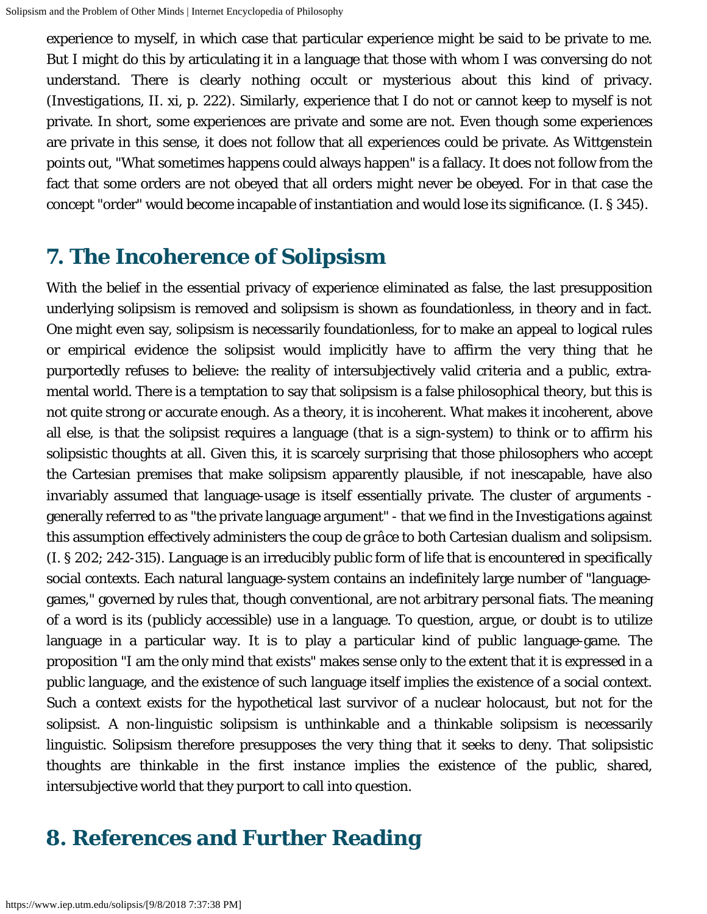experience to myself, in which case that particular experience might be said to be private to me. But I might do this by articulating it in a language that those with whom I was conversing do not understand. There is clearly nothing occult or mysterious about this kind of privacy. (*Investigations*, II. xi, p. 222). Similarly, experience that I do not or cannot keep to myself is not private. In short, some experiences are private and some are not. Even though some experiences are private in this sense, it does not follow that all experiences could be private. As Wittgenstein points out, "What sometimes happens could always happen" is a fallacy. It does not follow from the fact that some orders are not obeyed that all orders might never be obeyed. For in that case the concept "order" would become incapable of instantiation and would lose its significance. (I. § 345).

## 7. The Incoherence of Solipsism

With the belief in the essential privacy of experience eliminated as false, the last presupposition underlying solipsism is removed and solipsism is shown as foundationless, in theory and in fact. One might even say, solipsism is necessarily foundationless, for to make an appeal to logical rules or empirical evidence the solipsist would implicitly have to affirm the very thing that he purportedly refuses to believe: the reality of intersubjectively valid criteria and a public, extra-mental world. There is a temptation to say that solipsism is a false philosophical theory, but this is not quite strong or accurate enough. As a theory, it is incoherent. What makes it incoherent, above all else, is that the solipsist requires a language (that is a sign-system) to think or to affirm his solipsistic thoughts at all. Given this, it is scarcely surprising that those philosophers who accept the Cartesian premises that make solipsism apparently plausible, if not inescapable, have also invariably assumed that language-usage is itself essentially private. The cluster of arguments - generally referred to as "the private language argument" - that we find in the *Investigations* against this assumption effectively administers the coup de grâce to both Cartesian dualism and solipsism. (I. § 202; 242-315). Language is an irreducibly public form of life that is encountered in specifically social contexts. Each natural language-system contains an indefinitely large number of "language-games," governed by rules that, though conventional, are not arbitrary personal fiats. The meaning of a word is its (publicly accessible) use in a language. To question, argue, or doubt is to utilize language in a particular way. It is to play a particular kind of public language-game. The proposition "I am the only mind that exists" makes sense only to the extent that it is expressed in a public language, and the existence of such language itself implies the existence of a social context. Such a context exists for the hypothetical last survivor of a nuclear holocaust, but not for the solipsist. A non-linguistic solipsism is unthinkable and a thinkable solipsism is necessarily linguistic. Solipsism therefore presupposes the very thing that it seeks to deny. That solipsistic thoughts are thinkable in the first instance implies the existence of the public, shared, intersubjective world that they purport to call into question.

## 8. References and Further Reading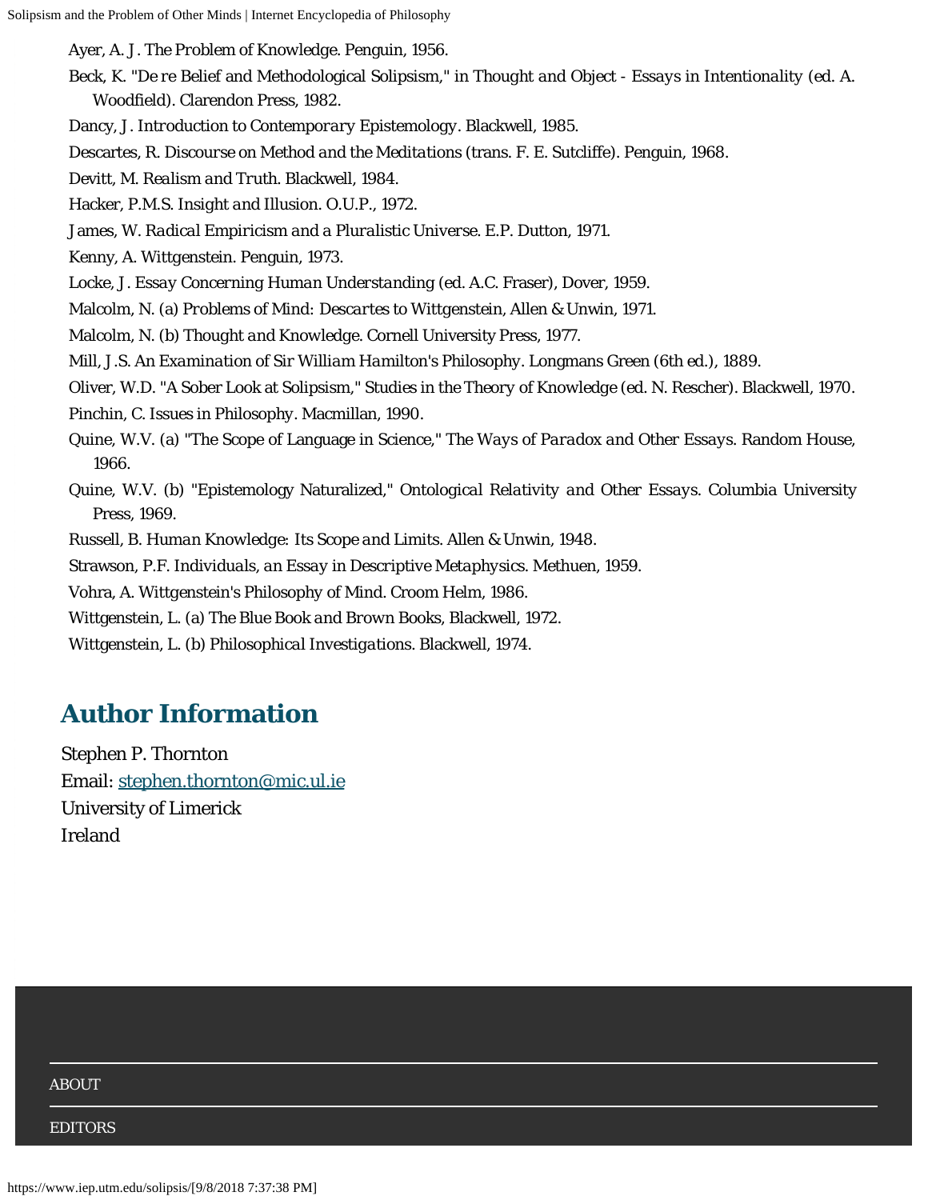- Ayer, A. J. *The Problem of Knowledge*. Penguin, 1956.
- Beck, K. "De re Belief and Methodological Solipsism," in *Thought and Object - Essays in Intentionality* (ed. A. Woodfield). Clarendon Press, 1982.
- Dancy, J. *Introduction to Contemporary Epistemology*. Blackwell, 1985.
- Descartes, R. *Discourse on Method and the Meditations* (trans. F. E. Sutcliffe). Penguin, 1968.
- Devitt, M. *Realism and Truth*. Blackwell, 1984.
- Hacker, P.M.S. *Insight and Illusion*. O.U.P., 1972.
- James, W. *Radical Empiricism and a Pluralistic Universe*. E.P. Dutton, 1971.
- Kenny, A. *Wittgenstein*. Penguin, 1973.
- Locke, J. *Essay Concerning Human Understanding* (ed. A.C. Fraser), Dover, 1959.
- Malcolm, N. (a) *Problems of Mind: Descartes to Wittgenstein*, Allen & Unwin, 1971.
- Malcolm, N. (b) *Thought and Knowledge*. Cornell University Press, 1977.
- Mill, J.S. *An Examination of Sir William Hamilton's Philosophy*. Longmans Green (6th ed.), 1889.
- Oliver, W.D. "A Sober Look at Solipsism," Studies in the Theory of Knowledge (ed. N. Rescher). Blackwell, 1970.
- Pinchin, C. *Issues in Philosophy*. Macmillan, 1990.
- Quine, W.V. (a) "The Scope of Language in Science," *The Ways of Paradox and Other Essays*. Random House, 1966.
- Quine, W.V. (b) "Epistemology Naturalized," *Ontological Relativity and Other Essays*. Columbia University Press, 1969.
- Russell, B. *Human Knowledge: Its Scope and Limits*. Allen & Unwin, 1948.
- Strawson, P.F. *Individuals, an Essay in Descriptive Metaphysics*. Methuen, 1959.
- Vohra, A. *Wittgenstein's Philosophy of Mind*. Croom Helm, 1986.
- Wittgenstein, L. (a) *The Blue Book and Brown Books*, Blackwell, 1972.
- Wittgenstein, L. (b) *Philosophical Investigations*. Blackwell, 1974.

## Author Information

Stephen P. Thornton
Email: stephen.thornton@mic.ul.ie
University of Limerick
Ireland

ABOUT

EDITORS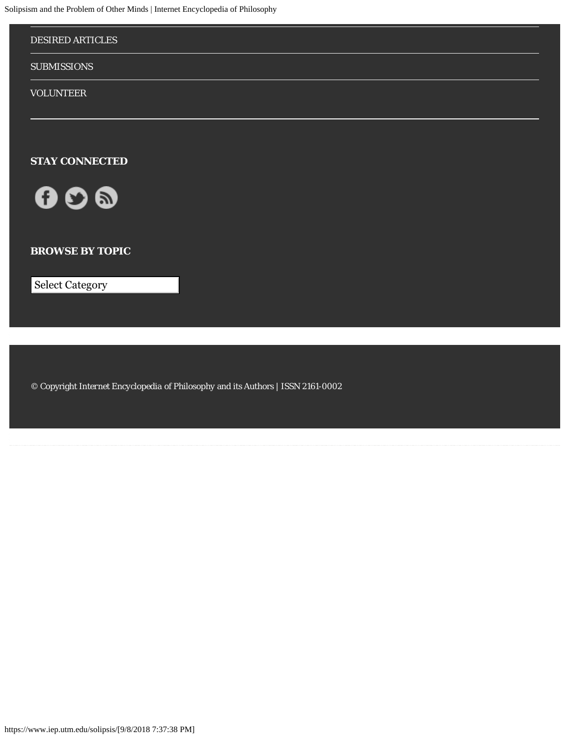DESIRED ARTICLES

SUBMISSIONS

VOLUNTEER

**STAY CONNECTED**

**BROWSE BY TOPIC**

Select Category

© Copyright Internet Encyclopedia of Philosophy and its Authors | ISSN 2161-0002